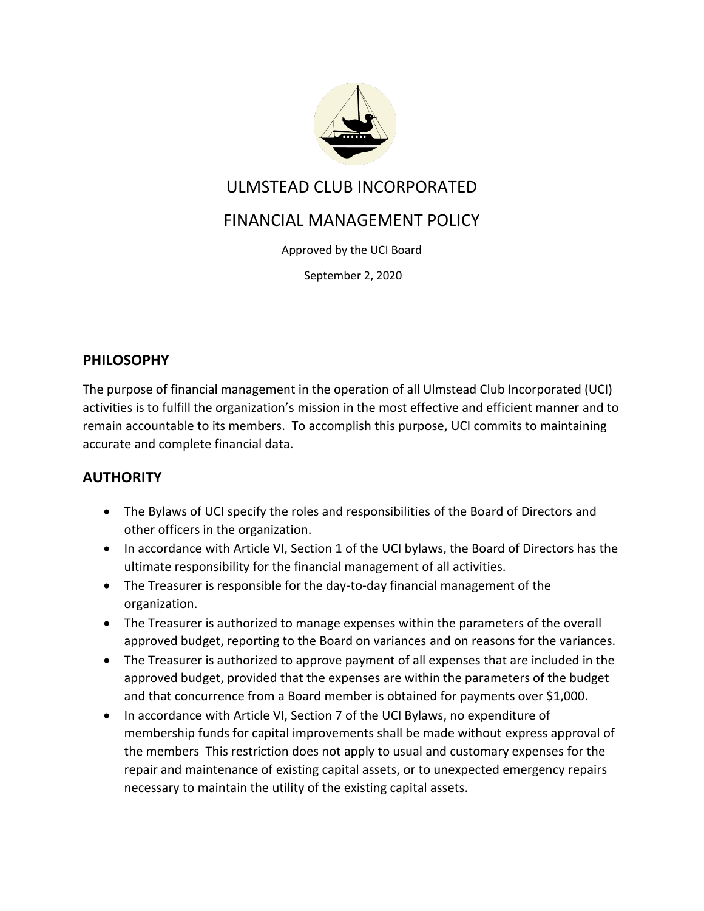# ULMSTEAD CLUB INCORPORATED

# FINANCIAL MANAGEMENT POLICY

Approved by the UCI Board

September 2, 2020

## PHILOSOPHY

The purpose of financial management in the operation of all Ulmstead Club Incorporated (UCI) activities is to fulfill the organization's mission in the most effective and efficient manner and to remain accountable to its members. To accomplish this purpose, UCI commits to maintaining accurate and complete financial data.

## AUTHORITY

- The Bylaws of UCI specify the roles and responsibilities of the Board of Directors and other officers in the organization.
- In accordance with Article VI, Section 1 of the UCI bylaws, the Board of Directors has the ultimate responsibility for the financial management of all activities.
- The Treasurer is responsible for the day-to-day financial management of the organization.
- The Treasurer is authorized to manage expenses within the parameters of the overall approved budget, reporting to the Board on variances and on reasons for the variances.
- The Treasurer is authorized to approve payment of all expenses that are included in the approved budget, provided that the expenses are within the parameters of the budget and that concurrence from a Board member is obtained for payments over $1,000.
- In accordance with Article VI, Section 7 of the UCI Bylaws, no expenditure of membership funds for capital improvements shall be made without express approval of the members This restriction does not apply to usual and customary expenses for the repair and maintenance of existing capital assets, or to unexpected emergency repairs necessary to maintain the utility of the existing capital assets.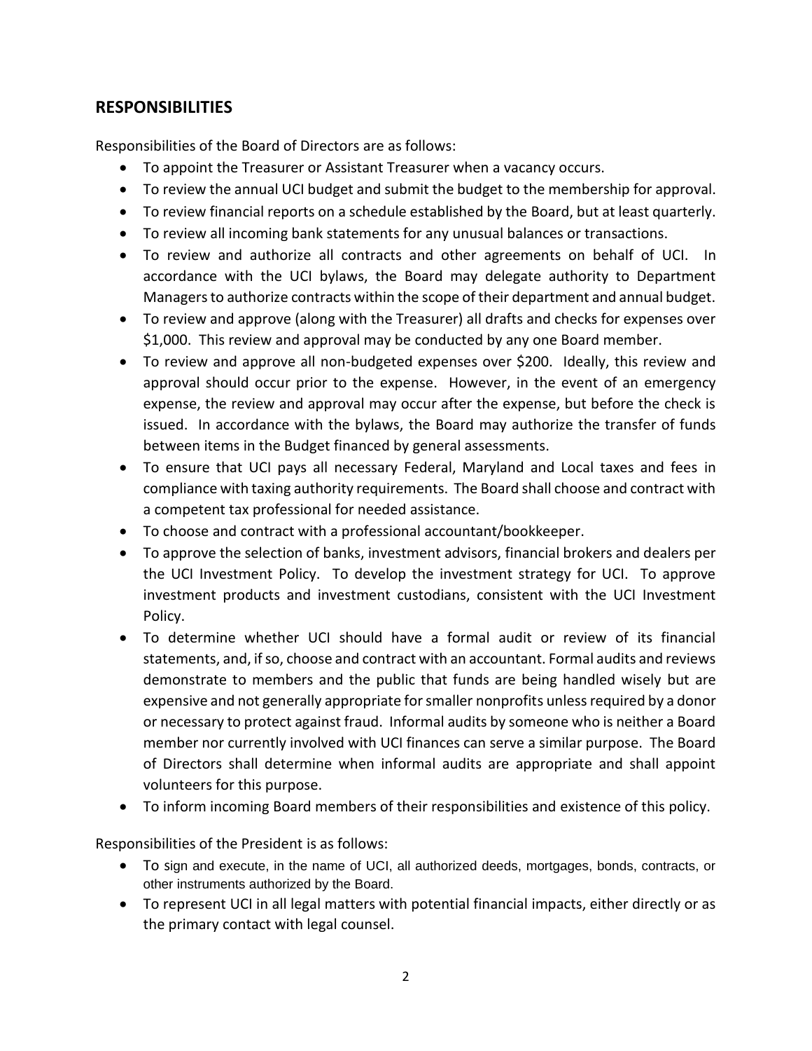## RESPONSIBILITIES

Responsibilities of the Board of Directors are as follows:

- To appoint the Treasurer or Assistant Treasurer when a vacancy occurs.
- To review the annual UCI budget and submit the budget to the membership for approval.
- To review financial reports on a schedule established by the Board, but at least quarterly.
- To review all incoming bank statements for any unusual balances or transactions.
- To review and authorize all contracts and other agreements on behalf of UCI. In accordance with the UCI bylaws, the Board may delegate authority to Department Managers to authorize contracts within the scope of their department and annual budget.
- To review and approve (along with the Treasurer) all drafts and checks for expenses over $1,000. This review and approval may be conducted by any one Board member.
- To review and approve all non-budgeted expenses over $200. Ideally, this review and approval should occur prior to the expense. However, in the event of an emergency expense, the review and approval may occur after the expense, but before the check is issued. In accordance with the bylaws, the Board may authorize the transfer of funds between items in the Budget financed by general assessments.
- To ensure that UCI pays all necessary Federal, Maryland and Local taxes and fees in compliance with taxing authority requirements. The Board shall choose and contract with a competent tax professional for needed assistance.
- To choose and contract with a professional accountant/bookkeeper.
- To approve the selection of banks, investment advisors, financial brokers and dealers per the UCI Investment Policy. To develop the investment strategy for UCI. To approve investment products and investment custodians, consistent with the UCI Investment Policy.
- To determine whether UCI should have a formal audit or review of its financial statements, and, if so, choose and contract with an accountant. Formal audits and reviews demonstrate to members and the public that funds are being handled wisely but are expensive and not generally appropriate for smaller nonprofits unless required by a donor or necessary to protect against fraud. Informal audits by someone who is neither a Board member nor currently involved with UCI finances can serve a similar purpose. The Board of Directors shall determine when informal audits are appropriate and shall appoint volunteers for this purpose.
- To inform incoming Board members of their responsibilities and existence of this policy.

Responsibilities of the President is as follows:

- To sign and execute, in the name of UCI, all authorized deeds, mortgages, bonds, contracts, or other instruments authorized by the Board.
- To represent UCI in all legal matters with potential financial impacts, either directly or as the primary contact with legal counsel.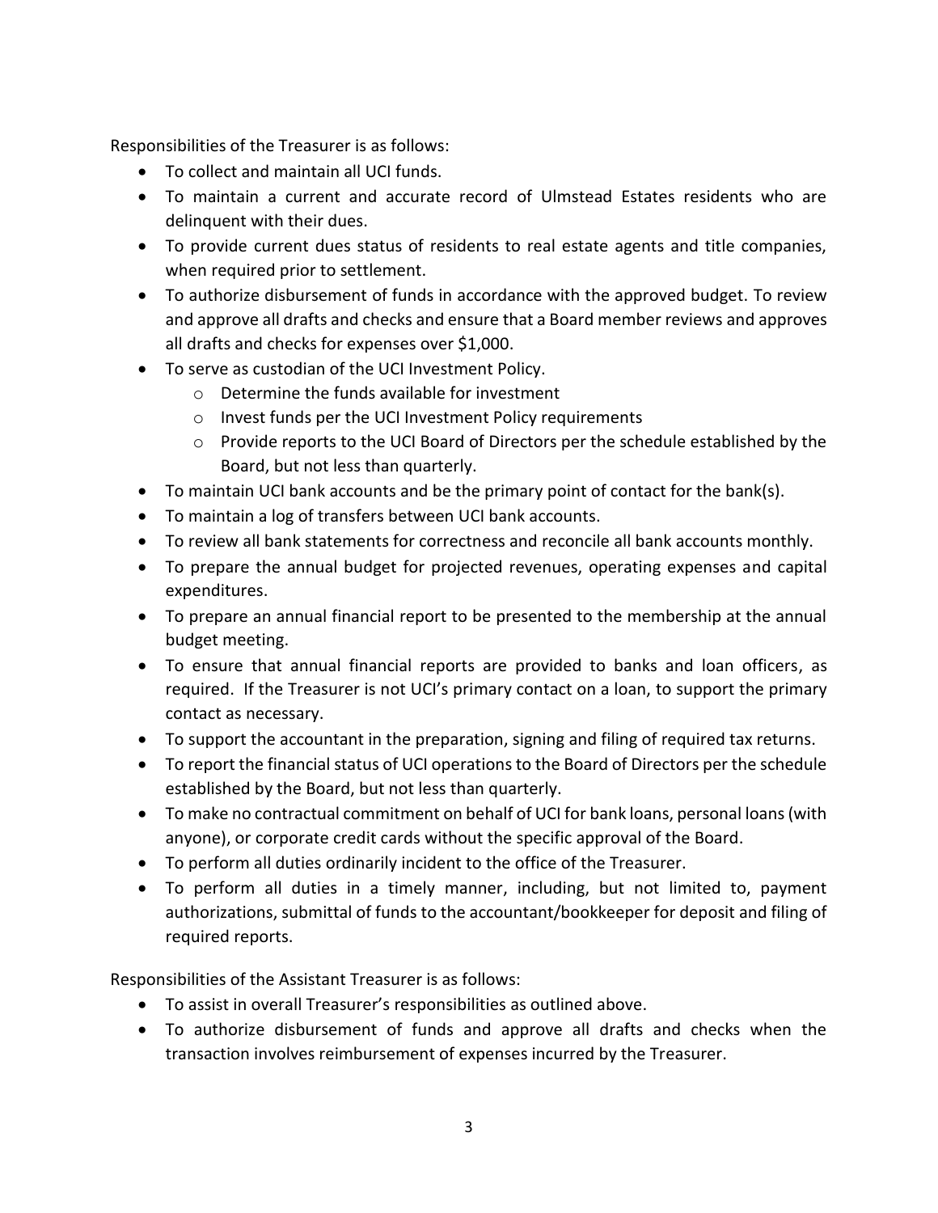Responsibilities of the Treasurer is as follows:

- To collect and maintain all UCI funds.
- To maintain a current and accurate record of Ulmstead Estates residents who are delinquent with their dues.
- To provide current dues status of residents to real estate agents and title companies, when required prior to settlement.
- To authorize disbursement of funds in accordance with the approved budget. To review and approve all drafts and checks and ensure that a Board member reviews and approves all drafts and checks for expenses over $1,000.
- To serve as custodian of the UCI Investment Policy.
    - Determine the funds available for investment
    - Invest funds per the UCI Investment Policy requirements
    - Provide reports to the UCI Board of Directors per the schedule established by the Board, but not less than quarterly.
- To maintain UCI bank accounts and be the primary point of contact for the bank(s).
- To maintain a log of transfers between UCI bank accounts.
- To review all bank statements for correctness and reconcile all bank accounts monthly.
- To prepare the annual budget for projected revenues, operating expenses and capital expenditures.
- To prepare an annual financial report to be presented to the membership at the annual budget meeting.
- To ensure that annual financial reports are provided to banks and loan officers, as required. If the Treasurer is not UCI's primary contact on a loan, to support the primary contact as necessary.
- To support the accountant in the preparation, signing and filing of required tax returns.
- To report the financial status of UCI operations to the Board of Directors per the schedule established by the Board, but not less than quarterly.
- To make no contractual commitment on behalf of UCI for bank loans, personal loans (with anyone), or corporate credit cards without the specific approval of the Board.
- To perform all duties ordinarily incident to the office of the Treasurer.
- To perform all duties in a timely manner, including, but not limited to, payment authorizations, submittal of funds to the accountant/bookkeeper for deposit and filing of required reports.

Responsibilities of the Assistant Treasurer is as follows:

- To assist in overall Treasurer's responsibilities as outlined above.
- To authorize disbursement of funds and approve all drafts and checks when the transaction involves reimbursement of expenses incurred by the Treasurer.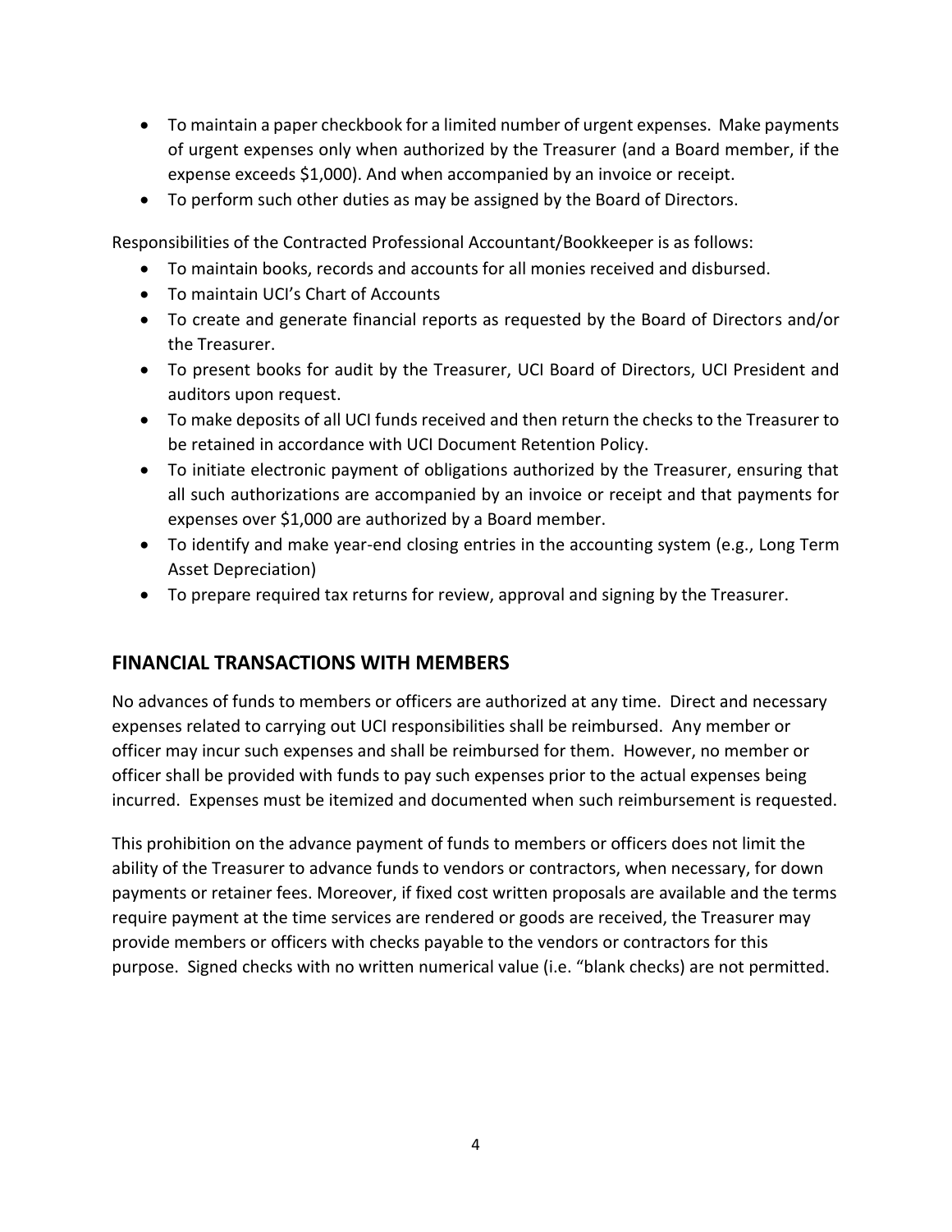- To maintain a paper checkbook for a limited number of urgent expenses. Make payments of urgent expenses only when authorized by the Treasurer (and a Board member, if the expense exceeds $1,000). And when accompanied by an invoice or receipt.
- To perform such other duties as may be assigned by the Board of Directors.

Responsibilities of the Contracted Professional Accountant/Bookkeeper is as follows:

- To maintain books, records and accounts for all monies received and disbursed.
- To maintain UCI's Chart of Accounts
- To create and generate financial reports as requested by the Board of Directors and/or the Treasurer.
- To present books for audit by the Treasurer, UCI Board of Directors, UCI President and auditors upon request.
- To make deposits of all UCI funds received and then return the checks to the Treasurer to be retained in accordance with UCI Document Retention Policy.
- To initiate electronic payment of obligations authorized by the Treasurer, ensuring that all such authorizations are accompanied by an invoice or receipt and that payments for expenses over $1,000 are authorized by a Board member.
- To identify and make year-end closing entries in the accounting system (e.g., Long Term Asset Depreciation)
- To prepare required tax returns for review, approval and signing by the Treasurer.

## FINANCIAL TRANSACTIONS WITH MEMBERS

No advances of funds to members or officers are authorized at any time. Direct and necessary expenses related to carrying out UCI responsibilities shall be reimbursed. Any member or officer may incur such expenses and shall be reimbursed for them. However, no member or officer shall be provided with funds to pay such expenses prior to the actual expenses being incurred. Expenses must be itemized and documented when such reimbursement is requested.

This prohibition on the advance payment of funds to members or officers does not limit the ability of the Treasurer to advance funds to vendors or contractors, when necessary, for down payments or retainer fees. Moreover, if fixed cost written proposals are available and the terms require payment at the time services are rendered or goods are received, the Treasurer may provide members or officers with checks payable to the vendors or contractors for this purpose. Signed checks with no written numerical value (i.e. "blank checks) are not permitted.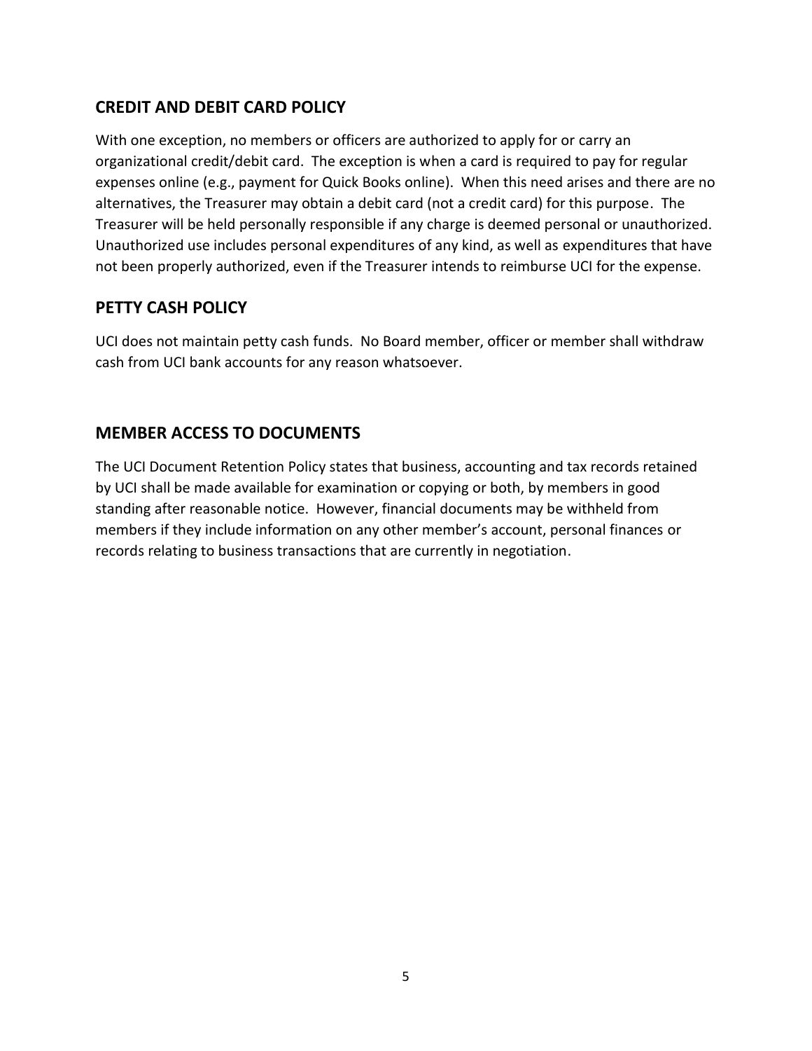## CREDIT AND DEBIT CARD POLICY

With one exception, no members or officers are authorized to apply for or carry an organizational credit/debit card. The exception is when a card is required to pay for regular expenses online (e.g., payment for Quick Books online). When this need arises and there are no alternatives, the Treasurer may obtain a debit card (not a credit card) for this purpose. The Treasurer will be held personally responsible if any charge is deemed personal or unauthorized. Unauthorized use includes personal expenditures of any kind, as well as expenditures that have not been properly authorized, even if the Treasurer intends to reimburse UCI for the expense.

## PETTY CASH POLICY

UCI does not maintain petty cash funds. No Board member, officer or member shall withdraw cash from UCI bank accounts for any reason whatsoever.

## MEMBER ACCESS TO DOCUMENTS

The UCI Document Retention Policy states that business, accounting and tax records retained by UCI shall be made available for examination or copying or both, by members in good standing after reasonable notice. However, financial documents may be withheld from members if they include information on any other member's account, personal finances or records relating to business transactions that are currently in negotiation.